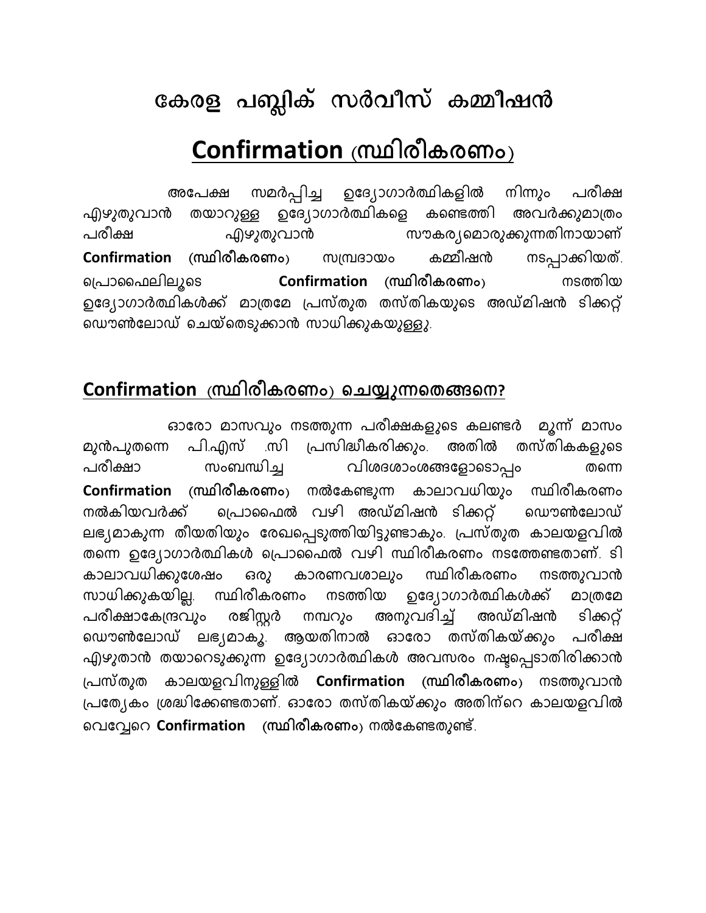# കേരള പബ്ലിക് സർവീസ് കമ്മീഷൻ

## <u>Confirmation (സ്ഥിരീകരണം)</u>

അപേക്ഷ സമർപ്പിച്ച ഉദ്യോഗാർത്ഥികളിൽ നിന്നും പരീക്ഷ എഴുതുവാൻ തയാറുള്ള ഉദ്യോഗാർത്ഥികളെ കണ്ടെത്തി അവർക്കുമാത്രം പരീക്ഷ എഴുതുവാൻ സൗകര്യമൊരുക്കുന്നതിനായാണ് **Confirmation (സ്ഥിരീകരണം)** സമ്പ്രദായം കമ്മീഷൻ നടപ്പാക്കിയത്. പ്രൊഫൈലിലൂടെ **Confirmation (സ്ഥിരീകരണം)** നടത്തിയ ഉദ്യോഗാർത്ഥികൾക്ക് മാത്രമേ പ്രസ്തുത തസ്തികയുടെ അഡ്മിഷൻ ടിക്കറ്റ് ഡൌൺലോഡ് ചെയ്തെടുക്കാൻ സാധിക്കുകയുള്ളു.

## <u>Confirmation (സ്ഥിരീകരണം) ചെയ്യുന്നതെങ്ങനെ?</u>

ഓരോ മാസവും നടത്തുന്ന പരീക്ഷകളുടെ കലണ്ടർ മൂന്ന് മാസം മുൻപുതന്നെ പി.എസ് .സി പ്രസിദ്ധീകരിക്കും. അതിൽ തസ്തികകളുടെ പരീക്ഷാ സംബന്ധിച്ച വിശദശാംശങ്ങളോടൊപ്പം തന്നെ **Confirmation (സ്ഥിരീകരണം)** നൽകേണ്ടുന്ന കാലാവധിയും സ്ഥിരീകരണം നൽകിയവർക്ക് പ്രൊഫൈൽ വഴി അഡ്മിഷൻ ടിക്കറ്റ് ഡൌൺലോഡ് ലഭ്യമാകുന്ന തീയതിയും രേഖപ്പെടുത്തിയിട്ടുണ്ടാകും. പ്രസ്തുത കാലയളവിൽ തന്നെ ഉദ്യോഗാർത്ഥികൾ പ്രൊഫൈൽ വഴി സ്ഥിരീകരണം നടത്തേണ്ടതാണ്. ടി കാലാവധിക്കുശേഷം ഒരു കാരണവശാലും സ്ഥിരീകരണം നടത്തുവാൻ സാധിക്കുകയില്ല. സ്ഥിരീകരണം നടത്തിയ ഉദ്യോഗാർത്ഥികൾക്ക് മാത്രമേ പരീക്ഷാകേന്ദ്രവും രജിസ്റ്റർ നമ്പറും അനുവദിച്ച് അഡ്മിഷൻ ടിക്കറ്റ് ഡൌൺലോഡ് ലഭ്യമാകൂ. ആയതിനാൽ ഓരോ തസ്തികയ്ക്കും പരീക്ഷ എഴുതാൻ തയാറെടുക്കുന്ന ഉദ്യോഗാർത്ഥികൾ അവസരം നഷ്ടപ്പെടാതിരിക്കാൻ പ്രസ്തുത കാലയളവിനുള്ളിൽ **Confirmation (സ്ഥിരീകരണം)** നടത്തുവാൻ പ്രത്യേകം ശ്രദ്ധിക്കേണ്ടതാണ്. ഓരോ തസ്തികയ്ക്കും അതിന്റെ കാലയളവിൽ വെവ്വേറെ **Confirmation (സ്ഥിരീകരണം)** നൽകേണ്ടതുണ്ട്.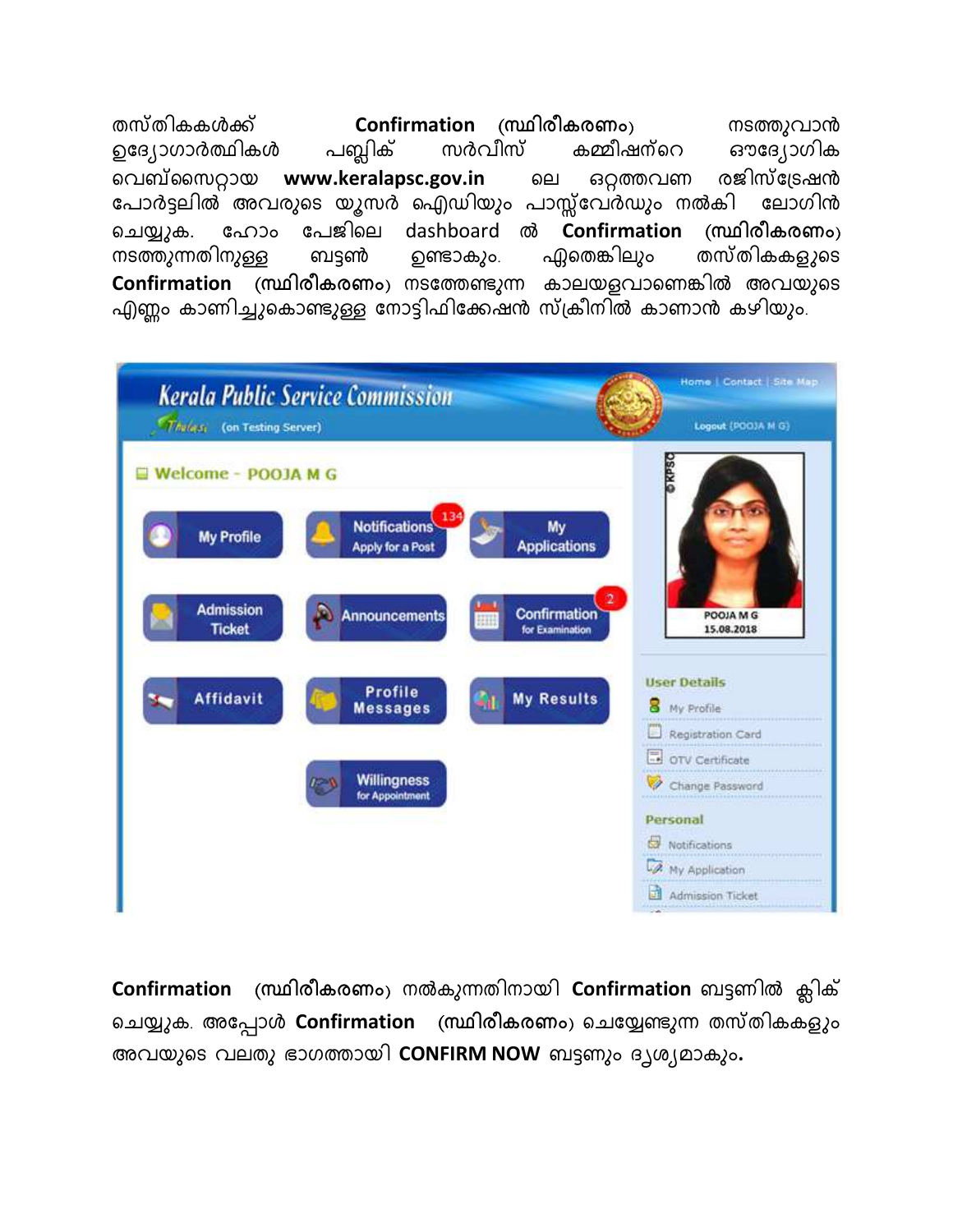തസ്തികകൾക്ക് **Confirmation** (സ്ഥിരീകരണം) നടത്തുവാൻ ഉദ്യോഗാർത്ഥികൾ പബ്ലിക് സർവീസ് കമ്മീഷന്റെ ഔദ്യോഗിക വെബ്സൈറ്റായ **www.keralapsc.gov.in** ലെ ഒറ്റത്തവണ രജിസ്ട്രേഷൻ പോർട്ടലിൽ അവരുടെ യൂസർ ഐഡിയും പാസ്സ്‌വേർഡും നൽകി ലോഗിൻ ചെയ്യുക. ഹോം പേജിലെ dashboard ൽ **Confirmation** (സ്ഥിരീകരണം) നടത്തുന്നതിനുള്ള ബട്ടൺ ഉണ്ടാകും. ഏതെങ്കിലും തസ്തികകളുടെ **Confirmation** (സ്ഥിരീകരണം) നടത്തേണ്ടുന്ന കാലയളവാണെങ്കിൽ അവയുടെ എണ്ണം കാണിച്ചുകൊണ്ടുള്ള നോട്ടിഫിക്കേഷൻ സ്ക്രീനിൽ കാണാൻ കഴിയും.

**Confirmation** (സ്ഥിരീകരണം) നൽകുന്നതിനായി **Confirmation** ബട്ടണിൽ ക്ലിക് ചെയ്യുക. അപ്പോൾ **Confirmation** (സ്ഥിരീകരണം) ചെയ്യേണ്ടുന്ന തസ്തികകളും അവയുടെ വലതു ഭാഗത്തായി **CONFIRM NOW** ബട്ടണും ദൃശ്യമാകും**.**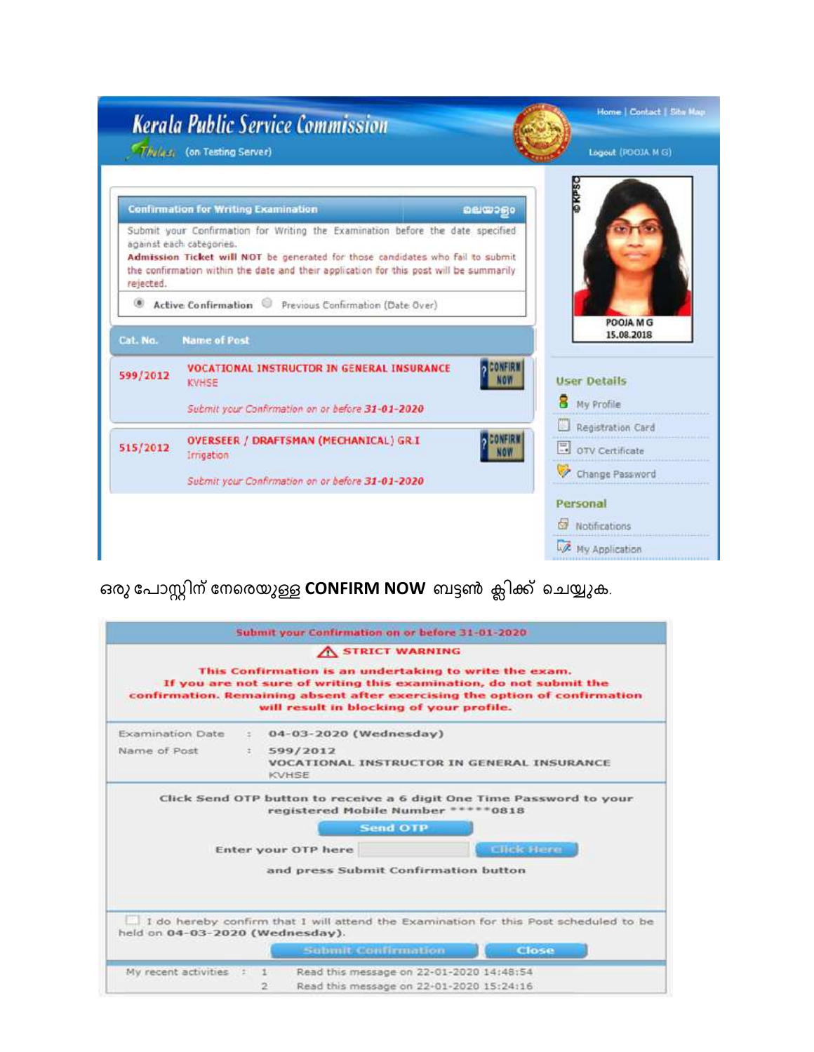**Kerala Public Service Commission**

Thulasi (on Testing Server)

Home | Contact | Site Map

Logout (POOJA M G)

**Confirmation for Writing Examination** — മലയാളം

Submit your Confirmation for Writing the Examination before the date specified against each categories.

**Admission Ticket will NOT** be generated for those candidates who fail to submit the confirmation within the date and their application for this post will be summarily rejected.

◉ Active Confirmation ○ Previous Confirmation (Date Over)

| Cat. No. | Name of Post | |
|---|---|---|
| 599/2012 | VOCATIONAL INSTRUCTOR IN GENERAL INSURANCE<br>KVHSE<br>*Submit your Confirmation on or before **31-01-2020*** | CONFIRM NOW |
| 515/2012 | OVERSEER / DRAFTSMAN (MECHANICAL) GR.I<br>Irrigation<br>*Submit your Confirmation on or before **31-01-2020*** | CONFIRM NOW |

POOJA M G
15.08.2018

**User Details**
- My Profile
- Registration Card
- OTV Certificate
- Change Password

**Personal**
- Notifications
- My Application

ഒരു പോസ്റ്റിന് നേരെയുള്ള **CONFIRM NOW** ബട്ടൺ ക്ലിക്ക് ചെയ്യുക.

**Submit your Confirmation on or before 31-01-2020**

⚠ **STRICT WARNING**

**This Confirmation is an undertaking to write the exam. If you are not sure of writing this examination, do not submit the confirmation. Remaining absent after exercising the option of confirmation will result in blocking of your profile.**

| | | |
|---|---|---|
| Examination Date | : | **04-03-2020 (Wednesday)** |
| Name of Post | : | **599/2012**<br>**VOCATIONAL INSTRUCTOR IN GENERAL INSURANCE**<br>KVHSE |

Click Send OTP button to receive a 6 digit One Time Password to your registered Mobile Number \*\*\*\*\*0818

[Send OTP]

Enter your OTP here [ ] [Click Here]

and press Submit Confirmation button

☐ I do hereby confirm that I will attend the Examination for this Post scheduled to be held on **04-03-2020 (Wednesday)**.

[Submit Confirmation] [Close]

| My recent activities | : | 1 | Read this message on 22-01-2020 14:48:54 |
|---|---|---|---|
| | | 2 | Read this message on 22-01-2020 15:24:16 |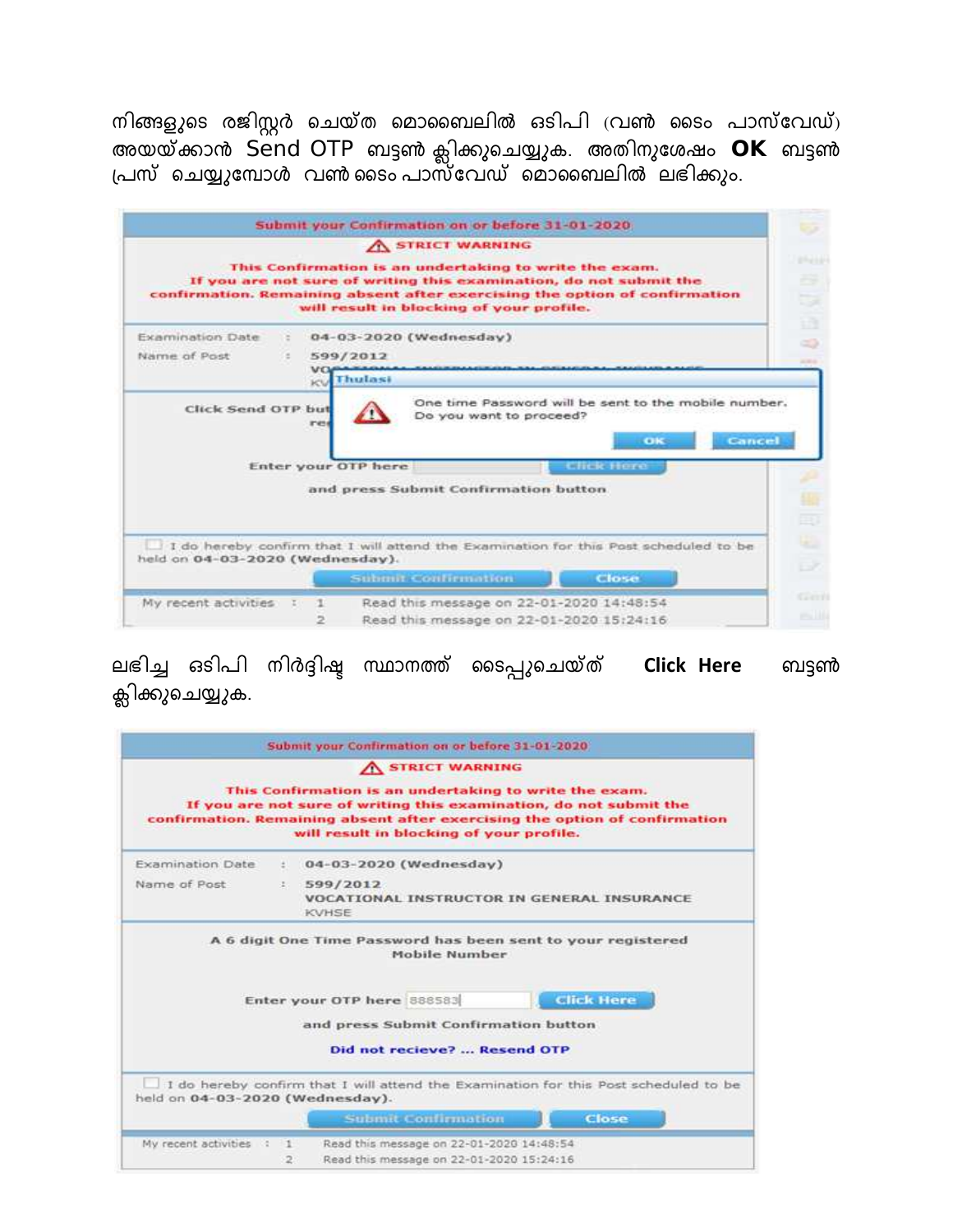നിങ്ങളുടെ രജിസ്റ്റർ ചെയ്ത മൊബൈലിൽ ഒടിപി (വൺ ടൈം പാസ്‌വേഡ്) അയയ്ക്കാൻ Send OTP ബട്ടൺ ക്ലിക്കുചെയ്യുക. അതിനുശേഷം **OK** ബട്ടൺ പ്രസ് ചെയ്യുമ്പോൾ വൺ ടൈം പാസ്‌വേഡ് മൊബൈലിൽ ലഭിക്കും.

Submit your Confirmation on or before 31-01-2020

STRICT WARNING

This Confirmation is an undertaking to write the exam.
If you are not sure of writing this examination, do not submit the confirmation. Remaining absent after exercising the option of confirmation will result in blocking of your profile.

Examination Date : 04-03-2020 (Wednesday)
Name of Post : 599/2012

Click Send OTP but...

Thulasi
One time Password will be sent to the mobile number. Do you want to proceed?
OK | Cancel

Enter your OTP here [Click Here]
and press Submit Confirmation button

I do hereby confirm that I will attend the Examination for this Post scheduled to be held on 04-03-2020 (Wednesday).

Submit Confirmation | Close

My recent activities : 1 Read this message on 22-01-2020 14:48:54
2 Read this message on 22-01-2020 15:24:16

ലഭിച്ച ഒടിപി നിർദ്ദിഷ്ട സ്ഥാനത്ത് ടൈപ്പുചെയ്ത് **Click Here** ബട്ടൺ ക്ലിക്കുചെയ്യുക.

Submit your Confirmation on or before 31-01-2020

STRICT WARNING

This Confirmation is an undertaking to write the exam.
If you are not sure of writing this examination, do not submit the confirmation. Remaining absent after exercising the option of confirmation will result in blocking of your profile.

Examination Date : 04-03-2020 (Wednesday)
Name of Post : 599/2012
VOCATIONAL INSTRUCTOR IN GENERAL INSURANCE
KVHSE

A 6 digit One Time Password has been sent to your registered Mobile Number

Enter your OTP here 888583 [Click Here]
and press Submit Confirmation button

Did not recieve? ... Resend OTP

I do hereby confirm that I will attend the Examination for this Post scheduled to be held on 04-03-2020 (Wednesday).

Submit Confirmation | Close

My recent activities : 1 Read this message on 22-01-2020 14:48:54
2 Read this message on 22-01-2020 15:24:16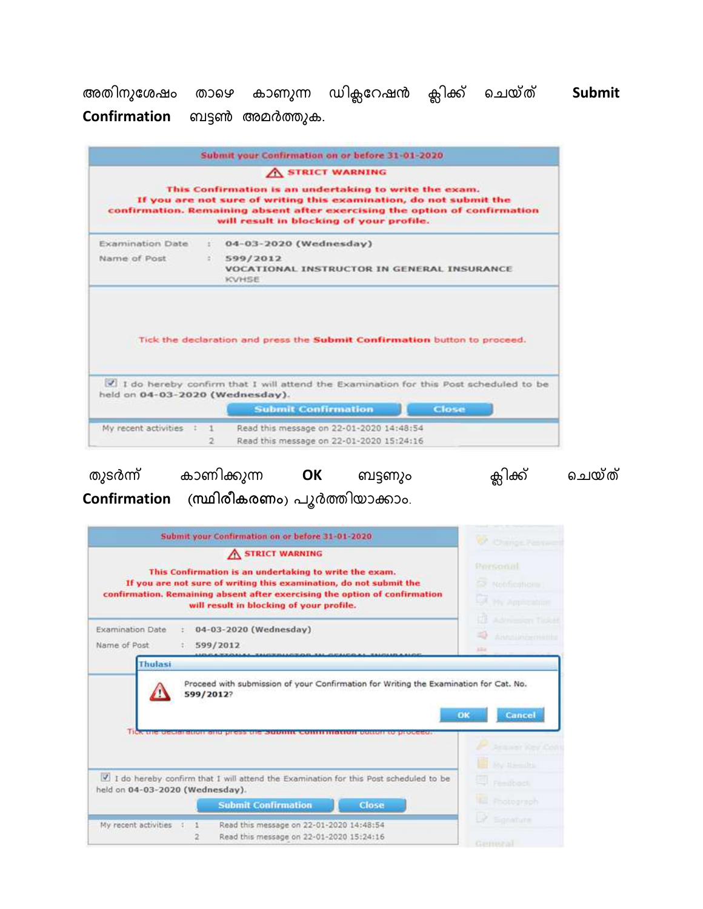അതിനുശേഷം താഴെ കാണുന്ന ഡിക്ലറേഷൻ ക്ലിക്ക് ചെയ്ത് **Submit Confirmation** ബട്ടൺ അമർത്തുക.

Submit your Confirmation on or before 31-01-2020

⚠ STRICT WARNING

This Confirmation is an undertaking to write the exam.
If you are not sure of writing this examination, do not submit the confirmation. Remaining absent after exercising the option of confirmation will result in blocking of your profile.

Examination Date : 04-03-2020 (Wednesday)
Name of Post : 599/2012
VOCATIONAL INSTRUCTOR IN GENERAL INSURANCE
KVHSE

Tick the declaration and press the **Submit Confirmation** button to proceed.

☑ I do hereby confirm that I will attend the Examination for this Post scheduled to be held on **04-03-2020 (Wednesday)**.

Submit Confirmation | Close

My recent activities : 1 Read this message on 22-01-2020 14:48:54
2 Read this message on 22-01-2020 15:24:16

തുടർന്ന് കാണിക്കുന്ന **OK** ബട്ടണും ക്ലിക്ക് ചെയ്ത് **Confirmation** (സ്ഥിരീകരണം) പൂർത്തിയാക്കാം.

Submit your Confirmation on or before 31-01-2020

⚠ STRICT WARNING

This Confirmation is an undertaking to write the exam.
If you are not sure of writing this examination, do not submit the confirmation. Remaining absent after exercising the option of confirmation will result in blocking of your profile.

Examination Date : 04-03-2020 (Wednesday)
Name of Post : 599/2012

Thulasi

Proceed with submission of your Confirmation for Writing the Examination for Cat. No. 599/2012?

OK | Cancel

☑ I do hereby confirm that I will attend the Examination for this Post scheduled to be held on **04-03-2020 (Wednesday)**.

Submit Confirmation | Close

My recent activities : 1 Read this message on 22-01-2020 14:48:54
2 Read this message on 22-01-2020 15:24:16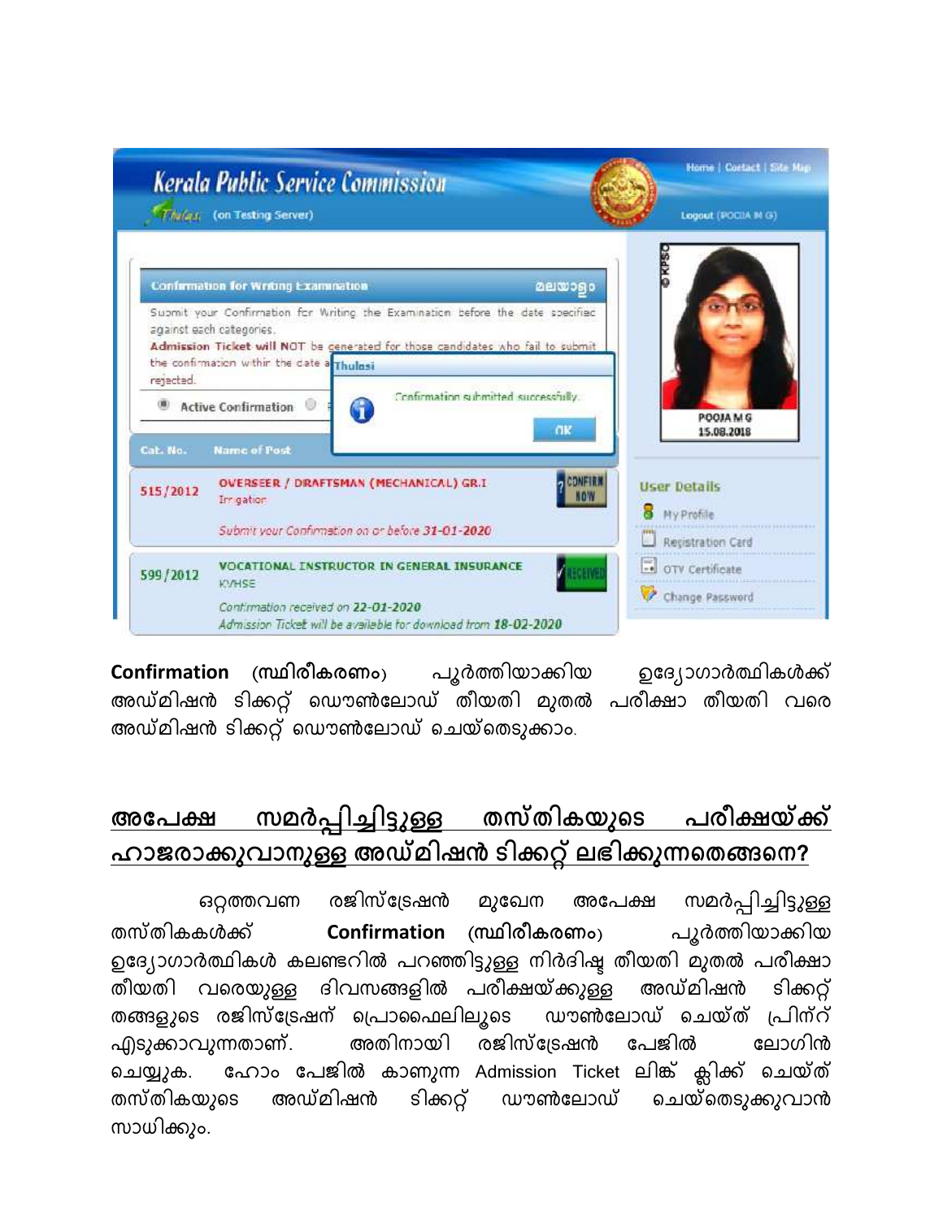**Confirmation** (സ്ഥിരീകരണം) പൂർത്തിയാക്കിയ ഉദ്യോഗാർത്ഥികൾക്ക് അഡ്മിഷൻ ടിക്കറ്റ് ഡൌൺലോഡ് തീയതി മുതൽ പരീക്ഷാ തീയതി വരെ അഡ്മിഷൻ ടിക്കറ്റ് ഡൌൺലോഡ് ചെയ്തെടുക്കാം.

## അപേക്ഷ സമർപ്പിച്ചിട്ടുള്ള തസ്തികയുടെ പരീക്ഷയ്ക്ക് ഹാജരാക്കുവാനുള്ള അഡ്മിഷൻ ടിക്കറ്റ് ലഭിക്കുന്നതെങ്ങനെ?

ഒറ്റത്തവണ രജിസ്ട്രേഷൻ മുഖേന അപേക്ഷ സമർപ്പിച്ചിട്ടുള്ള തസ്തികകൾക്ക് **Confirmation** (സ്ഥിരീകരണം) പൂർത്തിയാക്കിയ ഉദ്യോഗാർത്ഥികൾ കലണ്ടറിൽ പറഞ്ഞിട്ടുള്ള നിർദിഷ്ട തീയതി മുതൽ പരീക്ഷാ തീയതി വരെയുള്ള ദിവസങ്ങളിൽ പരീക്ഷയ്ക്കുള്ള അഡ്മിഷൻ ടിക്കറ്റ് തങ്ങളുടെ രജിസ്ട്രേഷന് പ്രൊഫൈലിലൂടെ ഡൗൺലോഡ് ചെയ്ത് പ്രിന്റ് എടുക്കാവുന്നതാണ്. അതിനായി രജിസ്ട്രേഷൻ പേജിൽ ലോഗിൻ ചെയ്യുക. ഹോം പേജിൽ കാണുന്ന Admission Ticket ലിങ്ക് ക്ലിക്ക് ചെയ്ത് തസ്തികയുടെ അഡ്മിഷൻ ടിക്കറ്റ് ഡൗൺലോഡ് ചെയ്തെടുക്കുവാൻ സാധിക്കും.